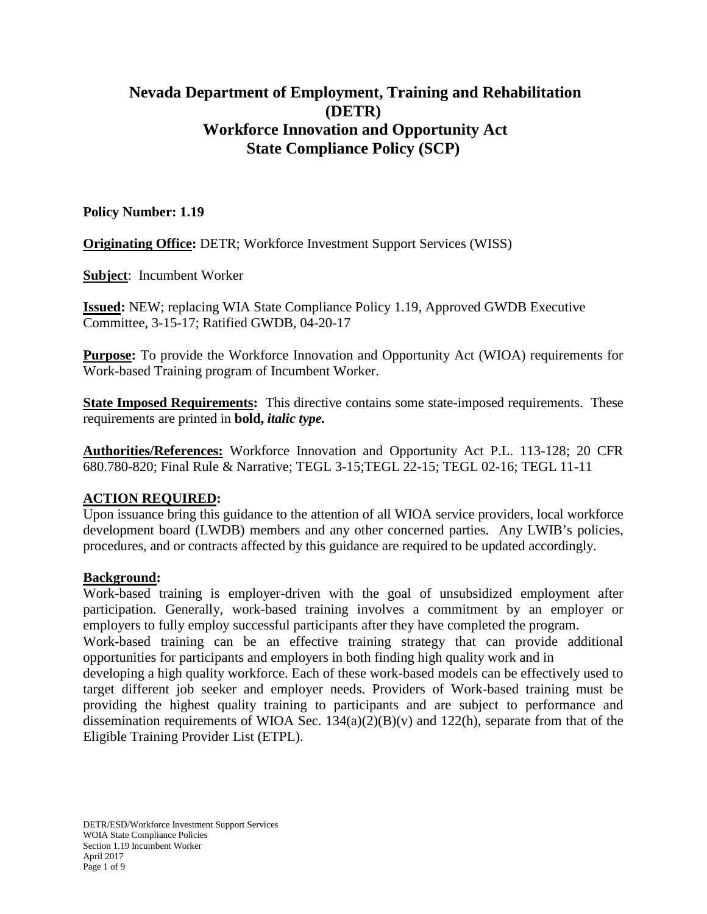# Nevada Department of Employment, Training and Rehabilitation (DETR)
# Workforce Innovation and Opportunity Act
# State Compliance Policy (SCP)

**Policy Number: 1.19**

**Originating Office:** DETR; Workforce Investment Support Services (WISS)

**Subject**: Incumbent Worker

**Issued:** NEW; replacing WIA State Compliance Policy 1.19, Approved GWDB Executive Committee, 3-15-17; Ratified GWDB, 04-20-17

**Purpose:** To provide the Workforce Innovation and Opportunity Act (WIOA) requirements for Work-based Training program of Incumbent Worker.

**State Imposed Requirements:** This directive contains some state-imposed requirements. These requirements are printed in **bold,** ***italic type.***

**Authorities/References:** Workforce Innovation and Opportunity Act P.L. 113-128; 20 CFR 680.780-820; Final Rule & Narrative; TEGL 3-15;TEGL 22-15; TEGL 02-16; TEGL 11-11

## ACTION REQUIRED:

Upon issuance bring this guidance to the attention of all WIOA service providers, local workforce development board (LWDB) members and any other concerned parties. Any LWIB's policies, procedures, and or contracts affected by this guidance are required to be updated accordingly.

## Background:

Work-based training is employer-driven with the goal of unsubsidized employment after participation. Generally, work-based training involves a commitment by an employer or employers to fully employ successful participants after they have completed the program.

Work-based training can be an effective training strategy that can provide additional opportunities for participants and employers in both finding high quality work and in developing a high quality workforce. Each of these work-based models can be effectively used to target different job seeker and employer needs. Providers of Work-based training must be providing the highest quality training to participants and are subject to performance and dissemination requirements of WIOA Sec. 134(a)(2)(B)(v) and 122(h), separate from that of the Eligible Training Provider List (ETPL).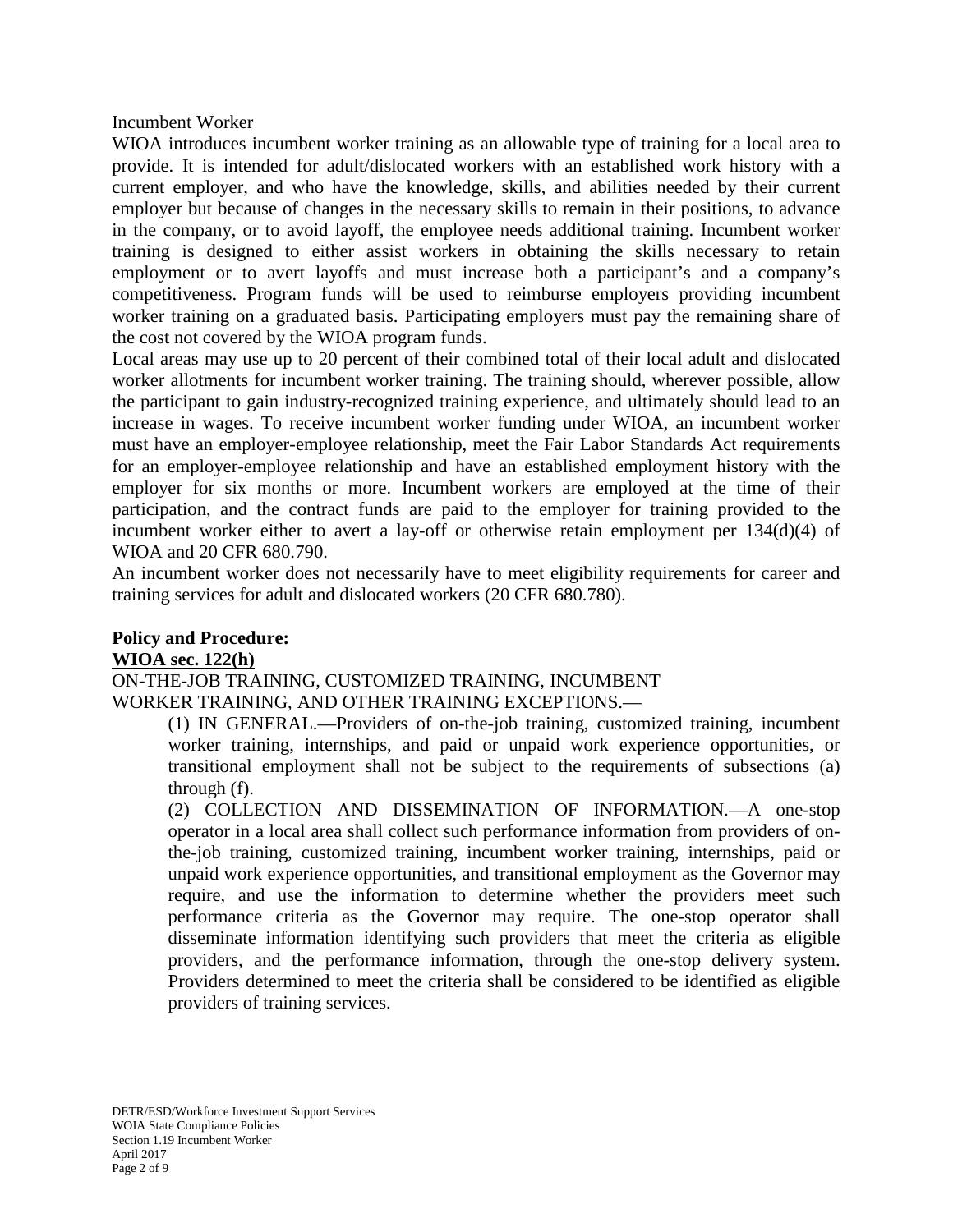Incumbent Worker

WIOA introduces incumbent worker training as an allowable type of training for a local area to provide. It is intended for adult/dislocated workers with an established work history with a current employer, and who have the knowledge, skills, and abilities needed by their current employer but because of changes in the necessary skills to remain in their positions, to advance in the company, or to avoid layoff, the employee needs additional training. Incumbent worker training is designed to either assist workers in obtaining the skills necessary to retain employment or to avert layoffs and must increase both a participant's and a company's competitiveness. Program funds will be used to reimburse employers providing incumbent worker training on a graduated basis. Participating employers must pay the remaining share of the cost not covered by the WIOA program funds.

Local areas may use up to 20 percent of their combined total of their local adult and dislocated worker allotments for incumbent worker training. The training should, wherever possible, allow the participant to gain industry-recognized training experience, and ultimately should lead to an increase in wages. To receive incumbent worker funding under WIOA, an incumbent worker must have an employer-employee relationship, meet the Fair Labor Standards Act requirements for an employer-employee relationship and have an established employment history with the employer for six months or more. Incumbent workers are employed at the time of their participation, and the contract funds are paid to the employer for training provided to the incumbent worker either to avert a lay-off or otherwise retain employment per 134(d)(4) of WIOA and 20 CFR 680.790.

An incumbent worker does not necessarily have to meet eligibility requirements for career and training services for adult and dislocated workers (20 CFR 680.780).

**Policy and Procedure:**

**WIOA sec. 122(h)**

ON-THE-JOB TRAINING, CUSTOMIZED TRAINING, INCUMBENT WORKER TRAINING, AND OTHER TRAINING EXCEPTIONS.—

> (1) IN GENERAL.—Providers of on-the-job training, customized training, incumbent worker training, internships, and paid or unpaid work experience opportunities, or transitional employment shall not be subject to the requirements of subsections (a) through (f).
>
> (2) COLLECTION AND DISSEMINATION OF INFORMATION.—A one-stop operator in a local area shall collect such performance information from providers of on-the-job training, customized training, incumbent worker training, internships, paid or unpaid work experience opportunities, and transitional employment as the Governor may require, and use the information to determine whether the providers meet such performance criteria as the Governor may require. The one-stop operator shall disseminate information identifying such providers that meet the criteria as eligible providers, and the performance information, through the one-stop delivery system. Providers determined to meet the criteria shall be considered to be identified as eligible providers of training services.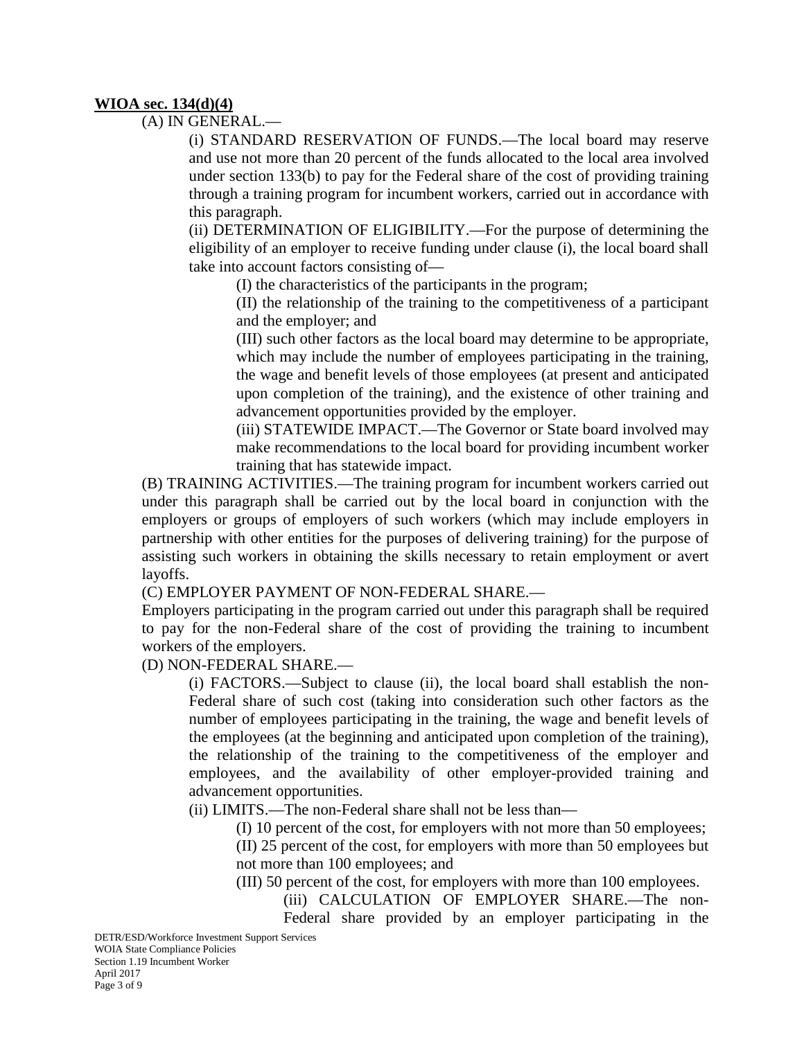**WIOA sec. 134(d)(4)**

(A) IN GENERAL.—

(i) STANDARD RESERVATION OF FUNDS.—The local board may reserve and use not more than 20 percent of the funds allocated to the local area involved under section 133(b) to pay for the Federal share of the cost of providing training through a training program for incumbent workers, carried out in accordance with this paragraph.

(ii) DETERMINATION OF ELIGIBILITY.—For the purpose of determining the eligibility of an employer to receive funding under clause (i), the local board shall take into account factors consisting of—

(I) the characteristics of the participants in the program;

(II) the relationship of the training to the competitiveness of a participant and the employer; and

(III) such other factors as the local board may determine to be appropriate, which may include the number of employees participating in the training, the wage and benefit levels of those employees (at present and anticipated upon completion of the training), and the existence of other training and advancement opportunities provided by the employer.

(iii) STATEWIDE IMPACT.—The Governor or State board involved may make recommendations to the local board for providing incumbent worker training that has statewide impact.

(B) TRAINING ACTIVITIES.—The training program for incumbent workers carried out under this paragraph shall be carried out by the local board in conjunction with the employers or groups of employers of such workers (which may include employers in partnership with other entities for the purposes of delivering training) for the purpose of assisting such workers in obtaining the skills necessary to retain employment or avert layoffs.

(C) EMPLOYER PAYMENT OF NON-FEDERAL SHARE.—

Employers participating in the program carried out under this paragraph shall be required to pay for the non-Federal share of the cost of providing the training to incumbent workers of the employers.

(D) NON-FEDERAL SHARE.—

(i) FACTORS.—Subject to clause (ii), the local board shall establish the non-Federal share of such cost (taking into consideration such other factors as the number of employees participating in the training, the wage and benefit levels of the employees (at the beginning and anticipated upon completion of the training), the relationship of the training to the competitiveness of the employer and employees, and the availability of other employer-provided training and advancement opportunities.

(ii) LIMITS.—The non-Federal share shall not be less than—

(I) 10 percent of the cost, for employers with not more than 50 employees;

(II) 25 percent of the cost, for employers with more than 50 employees but not more than 100 employees; and

(III) 50 percent of the cost, for employers with more than 100 employees.

(iii) CALCULATION OF EMPLOYER SHARE.—The non-Federal share provided by an employer participating in the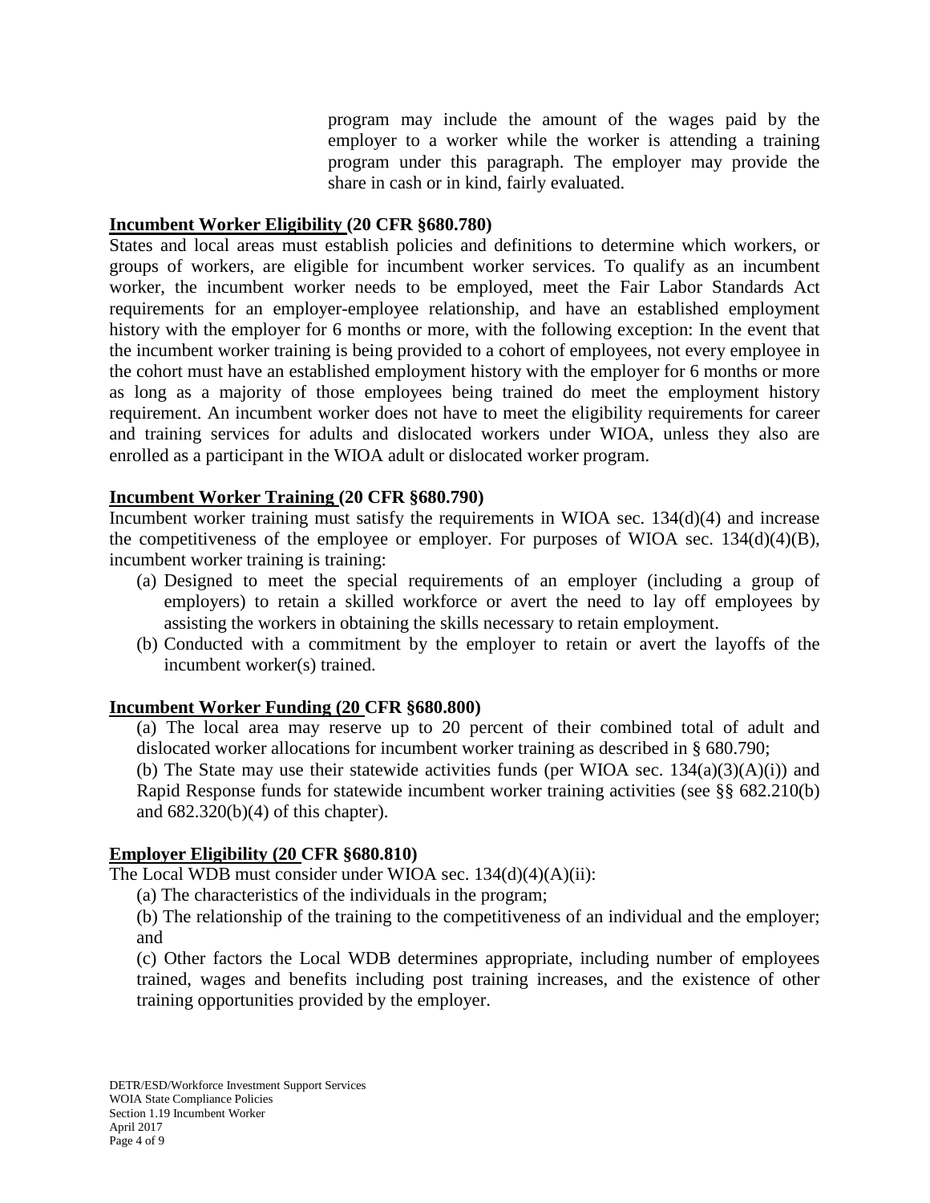program may include the amount of the wages paid by the employer to a worker while the worker is attending a training program under this paragraph. The employer may provide the share in cash or in kind, fairly evaluated.

**Incumbent Worker Eligibility (20 CFR §680.780)**

States and local areas must establish policies and definitions to determine which workers, or groups of workers, are eligible for incumbent worker services. To qualify as an incumbent worker, the incumbent worker needs to be employed, meet the Fair Labor Standards Act requirements for an employer-employee relationship, and have an established employment history with the employer for 6 months or more, with the following exception: In the event that the incumbent worker training is being provided to a cohort of employees, not every employee in the cohort must have an established employment history with the employer for 6 months or more as long as a majority of those employees being trained do meet the employment history requirement. An incumbent worker does not have to meet the eligibility requirements for career and training services for adults and dislocated workers under WIOA, unless they also are enrolled as a participant in the WIOA adult or dislocated worker program.

**Incumbent Worker Training (20 CFR §680.790)**

Incumbent worker training must satisfy the requirements in WIOA sec. 134(d)(4) and increase the competitiveness of the employee or employer. For purposes of WIOA sec. 134(d)(4)(B), incumbent worker training is training:

(a) Designed to meet the special requirements of an employer (including a group of employers) to retain a skilled workforce or avert the need to lay off employees by assisting the workers in obtaining the skills necessary to retain employment.

(b) Conducted with a commitment by the employer to retain or avert the layoffs of the incumbent worker(s) trained.

**Incumbent Worker Funding (20 CFR §680.800)**

(a) The local area may reserve up to 20 percent of their combined total of adult and dislocated worker allocations for incumbent worker training as described in § 680.790;

(b) The State may use their statewide activities funds (per WIOA sec. 134(a)(3)(A)(i)) and Rapid Response funds for statewide incumbent worker training activities (see §§ 682.210(b) and 682.320(b)(4) of this chapter).

**Employer Eligibility (20 CFR §680.810)**

The Local WDB must consider under WIOA sec. 134(d)(4)(A)(ii):

(a) The characteristics of the individuals in the program;

(b) The relationship of the training to the competitiveness of an individual and the employer; and

(c) Other factors the Local WDB determines appropriate, including number of employees trained, wages and benefits including post training increases, and the existence of other training opportunities provided by the employer.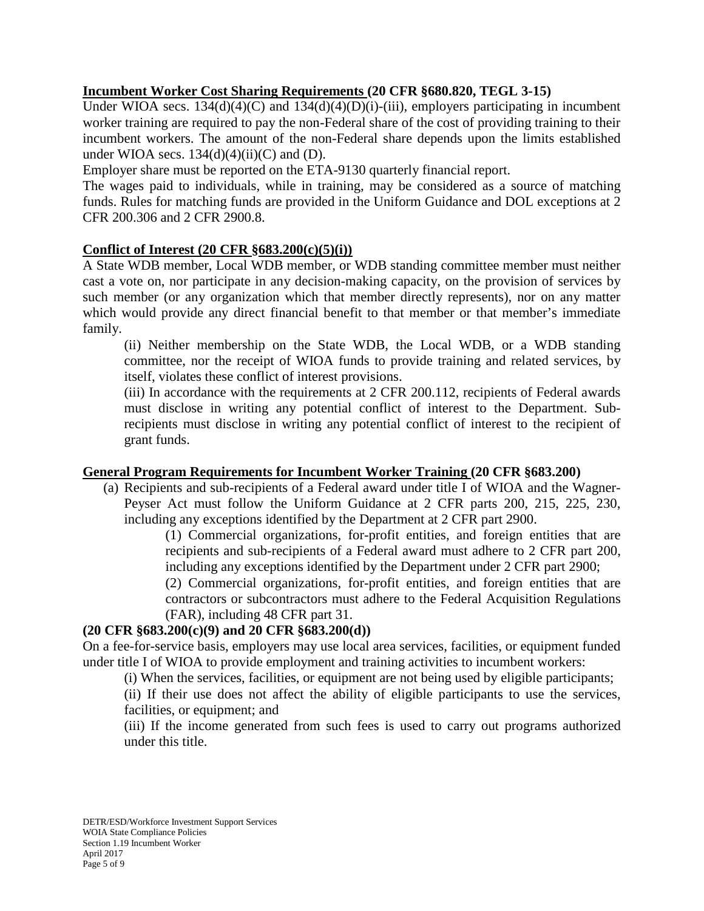**<u>Incumbent Worker Cost Sharing Requirements</u> (20 CFR §680.820, TEGL 3-15)**

Under WIOA secs. 134(d)(4)(C) and 134(d)(4)(D)(i)-(iii), employers participating in incumbent worker training are required to pay the non-Federal share of the cost of providing training to their incumbent workers. The amount of the non-Federal share depends upon the limits established under WIOA secs. 134(d)(4)(ii)(C) and (D).

Employer share must be reported on the ETA-9130 quarterly financial report.

The wages paid to individuals, while in training, may be considered as a source of matching funds. Rules for matching funds are provided in the Uniform Guidance and DOL exceptions at 2 CFR 200.306 and 2 CFR 2900.8.

**<u>Conflict of Interest (20 CFR §683.200(c)(5)(i))</u>**

A State WDB member, Local WDB member, or WDB standing committee member must neither cast a vote on, nor participate in any decision-making capacity, on the provision of services by such member (or any organization which that member directly represents), nor on any matter which would provide any direct financial benefit to that member or that member's immediate family.

> (ii) Neither membership on the State WDB, the Local WDB, or a WDB standing committee, nor the receipt of WIOA funds to provide training and related services, by itself, violates these conflict of interest provisions.
>
> (iii) In accordance with the requirements at 2 CFR 200.112, recipients of Federal awards must disclose in writing any potential conflict of interest to the Department. Sub-recipients must disclose in writing any potential conflict of interest to the recipient of grant funds.

**<u>General Program Requirements for Incumbent Worker Training</u> (20 CFR §683.200)**

(a) Recipients and sub-recipients of a Federal award under title I of WIOA and the Wagner-Peyser Act must follow the Uniform Guidance at 2 CFR parts 200, 215, 225, 230, including any exceptions identified by the Department at 2 CFR part 2900.

> (1) Commercial organizations, for-profit entities, and foreign entities that are recipients and sub-recipients of a Federal award must adhere to 2 CFR part 200, including any exceptions identified by the Department under 2 CFR part 2900;
>
> (2) Commercial organizations, for-profit entities, and foreign entities that are contractors or subcontractors must adhere to the Federal Acquisition Regulations (FAR), including 48 CFR part 31.

**(20 CFR §683.200(c)(9) and 20 CFR §683.200(d))**

On a fee-for-service basis, employers may use local area services, facilities, or equipment funded under title I of WIOA to provide employment and training activities to incumbent workers:

> (i) When the services, facilities, or equipment are not being used by eligible participants;
>
> (ii) If their use does not affect the ability of eligible participants to use the services, facilities, or equipment; and
>
> (iii) If the income generated from such fees is used to carry out programs authorized under this title.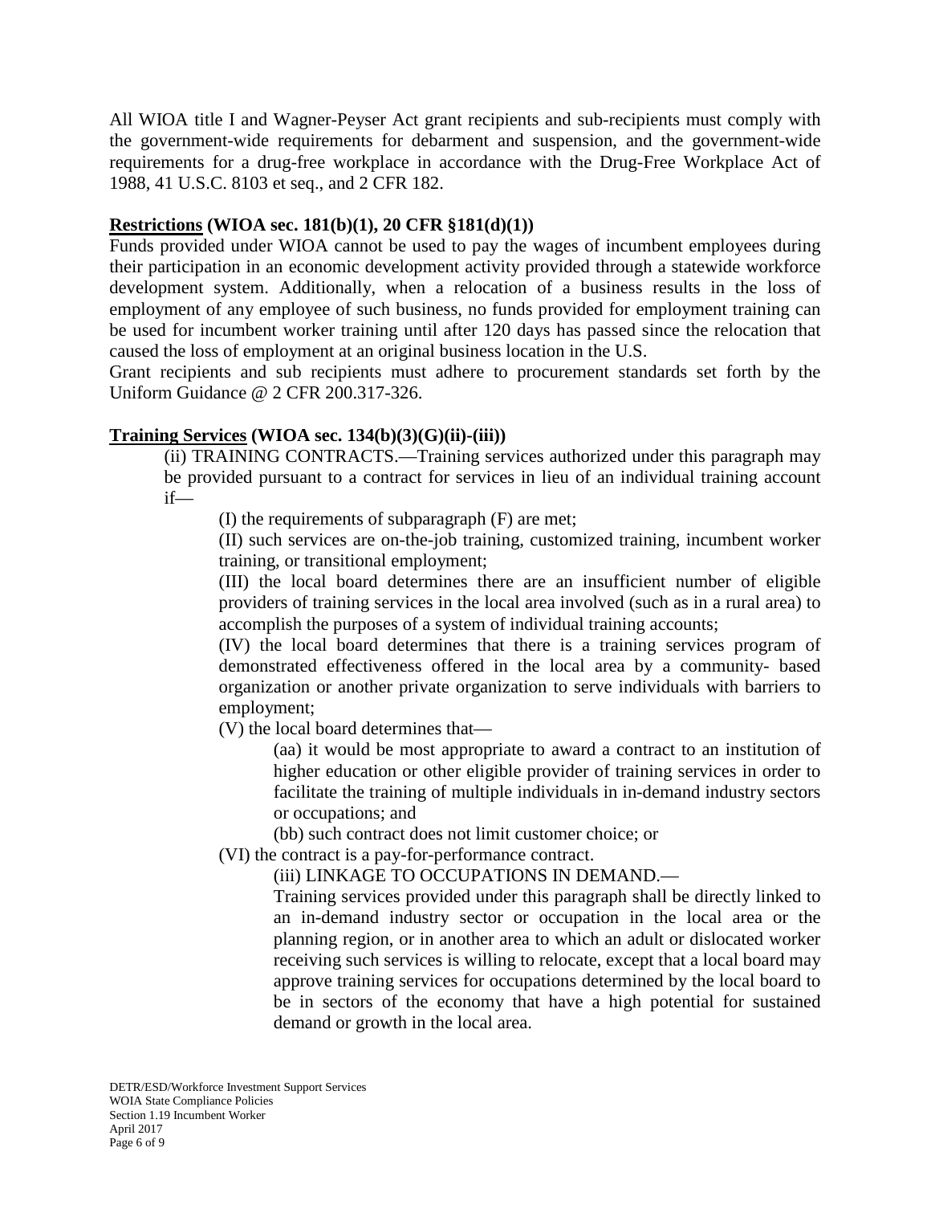All WIOA title I and Wagner-Peyser Act grant recipients and sub-recipients must comply with the government-wide requirements for debarment and suspension, and the government-wide requirements for a drug-free workplace in accordance with the Drug-Free Workplace Act of 1988, 41 U.S.C. 8103 et seq., and 2 CFR 182.

**Restrictions (WIOA sec. 181(b)(1), 20 CFR §181(d)(1))**

Funds provided under WIOA cannot be used to pay the wages of incumbent employees during their participation in an economic development activity provided through a statewide workforce development system. Additionally, when a relocation of a business results in the loss of employment of any employee of such business, no funds provided for employment training can be used for incumbent worker training until after 120 days has passed since the relocation that caused the loss of employment at an original business location in the U.S.

Grant recipients and sub recipients must adhere to procurement standards set forth by the Uniform Guidance @ 2 CFR 200.317-326.

**Training Services (WIOA sec. 134(b)(3)(G)(ii)-(iii))**

(ii) TRAINING CONTRACTS.—Training services authorized under this paragraph may be provided pursuant to a contract for services in lieu of an individual training account if—

(I) the requirements of subparagraph (F) are met;

(II) such services are on-the-job training, customized training, incumbent worker training, or transitional employment;

(III) the local board determines there are an insufficient number of eligible providers of training services in the local area involved (such as in a rural area) to accomplish the purposes of a system of individual training accounts;

(IV) the local board determines that there is a training services program of demonstrated effectiveness offered in the local area by a community- based organization or another private organization to serve individuals with barriers to employment;

(V) the local board determines that—

(aa) it would be most appropriate to award a contract to an institution of higher education or other eligible provider of training services in order to facilitate the training of multiple individuals in in-demand industry sectors or occupations; and

(bb) such contract does not limit customer choice; or

(VI) the contract is a pay-for-performance contract.

(iii) LINKAGE TO OCCUPATIONS IN DEMAND.—

Training services provided under this paragraph shall be directly linked to an in-demand industry sector or occupation in the local area or the planning region, or in another area to which an adult or dislocated worker receiving such services is willing to relocate, except that a local board may approve training services for occupations determined by the local board to be in sectors of the economy that have a high potential for sustained demand or growth in the local area.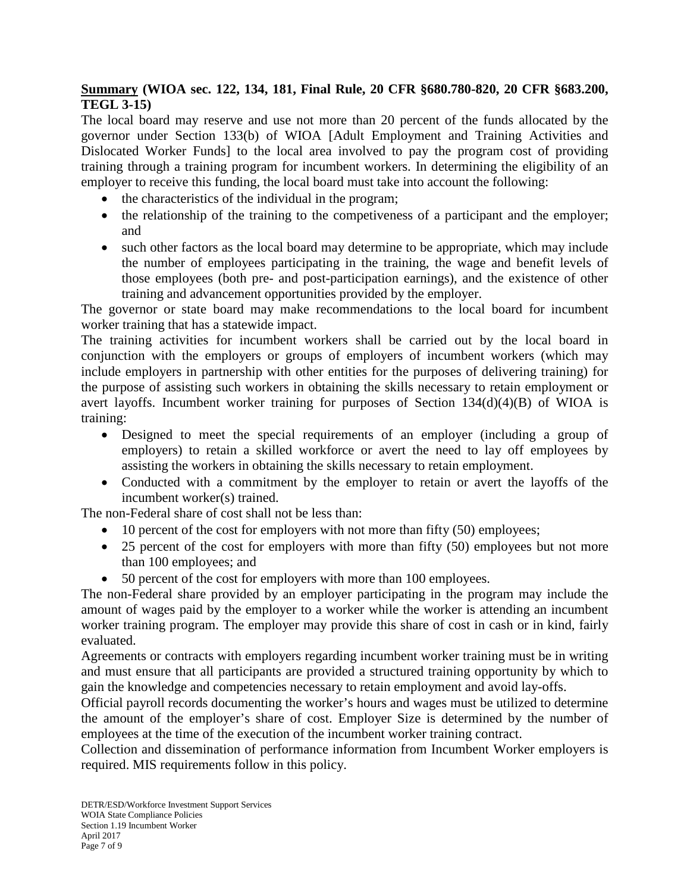**<u>Summary</u> (WIOA sec. 122, 134, 181, Final Rule, 20 CFR §680.780-820, 20 CFR §683.200, TEGL 3-15)**

The local board may reserve and use not more than 20 percent of the funds allocated by the governor under Section 133(b) of WIOA [Adult Employment and Training Activities and Dislocated Worker Funds] to the local area involved to pay the program cost of providing training through a training program for incumbent workers. In determining the eligibility of an employer to receive this funding, the local board must take into account the following:

- the characteristics of the individual in the program;
- the relationship of the training to the competiveness of a participant and the employer; and
- such other factors as the local board may determine to be appropriate, which may include the number of employees participating in the training, the wage and benefit levels of those employees (both pre- and post-participation earnings), and the existence of other training and advancement opportunities provided by the employer.

The governor or state board may make recommendations to the local board for incumbent worker training that has a statewide impact.

The training activities for incumbent workers shall be carried out by the local board in conjunction with the employers or groups of employers of incumbent workers (which may include employers in partnership with other entities for the purposes of delivering training) for the purpose of assisting such workers in obtaining the skills necessary to retain employment or avert layoffs. Incumbent worker training for purposes of Section 134(d)(4)(B) of WIOA is training:

- Designed to meet the special requirements of an employer (including a group of employers) to retain a skilled workforce or avert the need to lay off employees by assisting the workers in obtaining the skills necessary to retain employment.
- Conducted with a commitment by the employer to retain or avert the layoffs of the incumbent worker(s) trained.

The non-Federal share of cost shall not be less than:

- 10 percent of the cost for employers with not more than fifty (50) employees;
- 25 percent of the cost for employers with more than fifty (50) employees but not more than 100 employees; and
- 50 percent of the cost for employers with more than 100 employees.

The non-Federal share provided by an employer participating in the program may include the amount of wages paid by the employer to a worker while the worker is attending an incumbent worker training program. The employer may provide this share of cost in cash or in kind, fairly evaluated.

Agreements or contracts with employers regarding incumbent worker training must be in writing and must ensure that all participants are provided a structured training opportunity by which to gain the knowledge and competencies necessary to retain employment and avoid lay-offs.

Official payroll records documenting the worker's hours and wages must be utilized to determine the amount of the employer's share of cost. Employer Size is determined by the number of employees at the time of the execution of the incumbent worker training contract.

Collection and dissemination of performance information from Incumbent Worker employers is required. MIS requirements follow in this policy.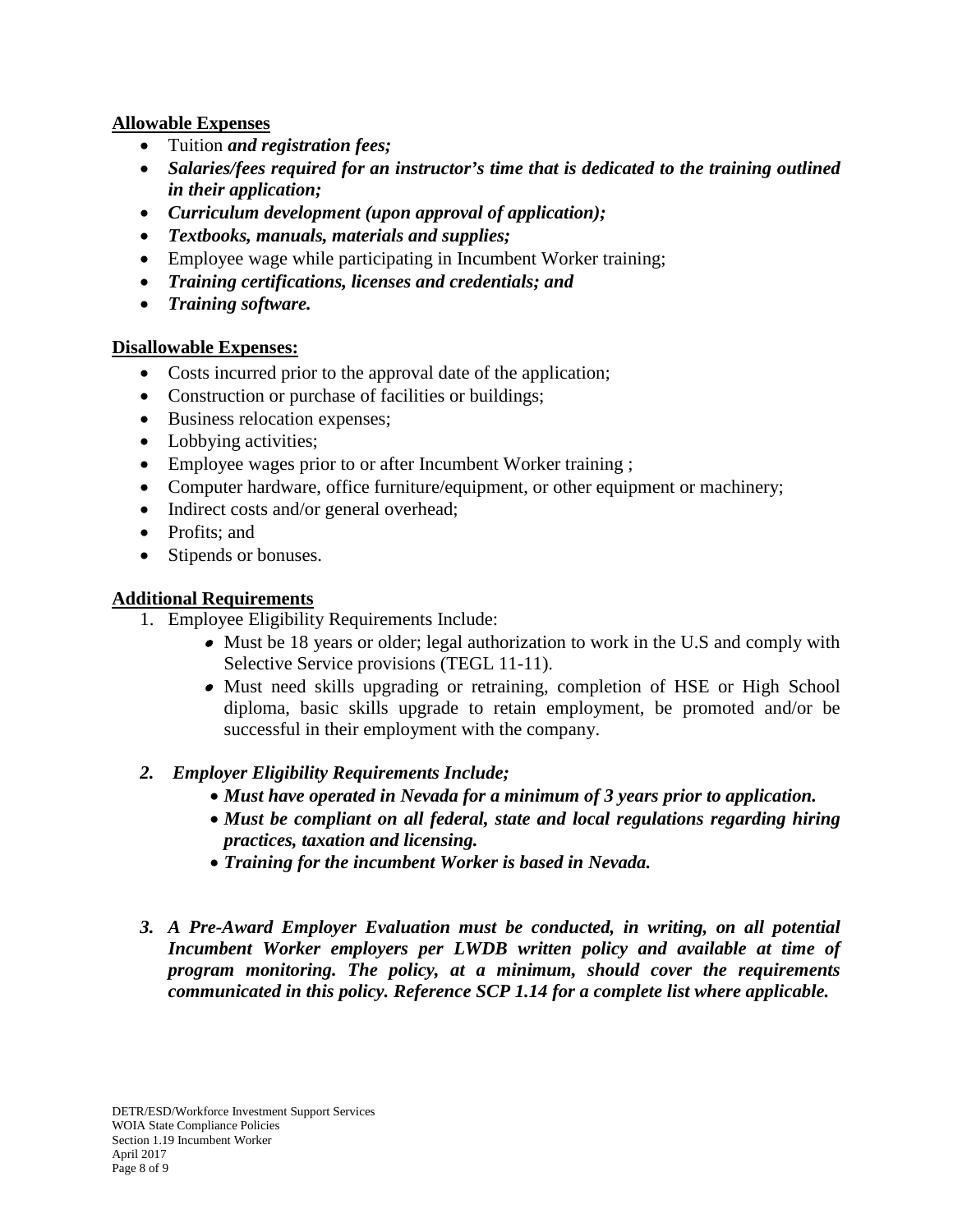**Allowable Expenses**

- Tuition ***and registration fees;***
- ***Salaries/fees required for an instructor's time that is dedicated to the training outlined in their application;***
- ***Curriculum development (upon approval of application);***
- ***Textbooks, manuals, materials and supplies;***
- Employee wage while participating in Incumbent Worker training;
- ***Training certifications, licenses and credentials; and***
- ***Training software.***

**Disallowable Expenses:**

- Costs incurred prior to the approval date of the application;
- Construction or purchase of facilities or buildings;
- Business relocation expenses;
- Lobbying activities;
- Employee wages prior to or after Incumbent Worker training ;
- Computer hardware, office furniture/equipment, or other equipment or machinery;
- Indirect costs and/or general overhead;
- Profits; and
- Stipends or bonuses.

**Additional Requirements**

1. Employee Eligibility Requirements Include:
   - Must be 18 years or older; legal authorization to work in the U.S and comply with Selective Service provisions (TEGL 11-11).
   - Must need skills upgrading or retraining, completion of HSE or High School diploma, basic skills upgrade to retain employment, be promoted and/or be successful in their employment with the company.

2. ***Employer Eligibility Requirements Include;***
   - ***Must have operated in Nevada for a minimum of 3 years prior to application.***
   - ***Must be compliant on all federal, state and local regulations regarding hiring practices, taxation and licensing.***
   - ***Training for the incumbent Worker is based in Nevada.***

3. ***A Pre-Award Employer Evaluation must be conducted, in writing, on all potential Incumbent Worker employers per LWDB written policy and available at time of program monitoring. The policy, at a minimum, should cover the requirements communicated in this policy. Reference SCP 1.14 for a complete list where applicable.***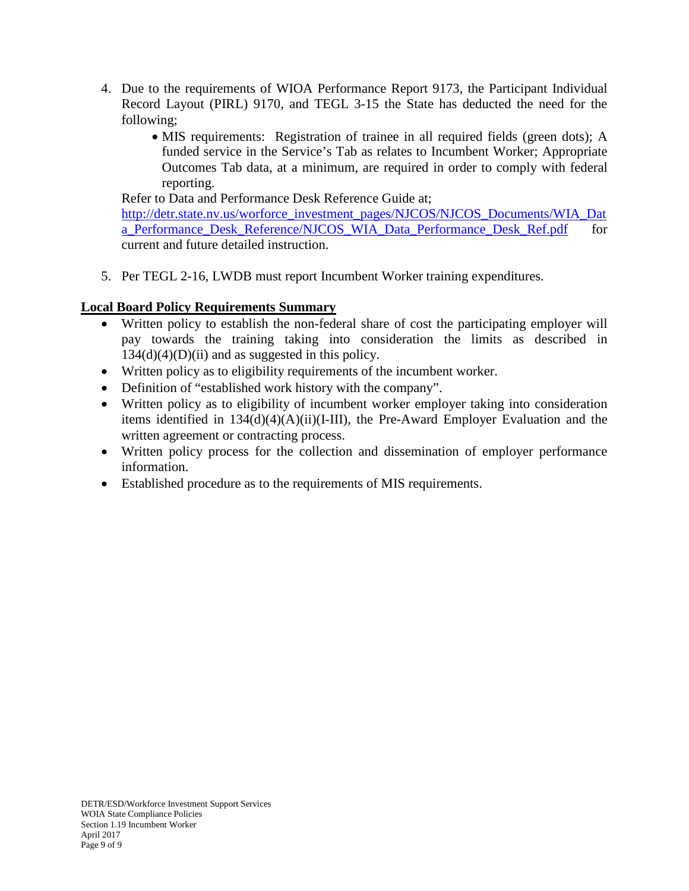4. Due to the requirements of WIOA Performance Report 9173, the Participant Individual Record Layout (PIRL) 9170, and TEGL 3-15 the State has deducted the need for the following;
    - MIS requirements: Registration of trainee in all required fields (green dots); A funded service in the Service's Tab as relates to Incumbent Worker; Appropriate Outcomes Tab data, at a minimum, are required in order to comply with federal reporting.

    Refer to Data and Performance Desk Reference Guide at; [http://detr.state.nv.us/worforce_investment_pages/NJCOS/NJCOS_Documents/WIA_Data_Performance_Desk_Reference/NJCOS_WIA_Data_Performance_Desk_Ref.pdf](http://detr.state.nv.us/worforce_investment_pages/NJCOS/NJCOS_Documents/WIA_Data_Performance_Desk_Reference/NJCOS_WIA_Data_Performance_Desk_Ref.pdf) for current and future detailed instruction.

5. Per TEGL 2-16, LWDB must report Incumbent Worker training expenditures.

## Local Board Policy Requirements Summary

- Written policy to establish the non-federal share of cost the participating employer will pay towards the training taking into consideration the limits as described in 134(d)(4)(D)(ii) and as suggested in this policy.
- Written policy as to eligibility requirements of the incumbent worker.
- Definition of "established work history with the company".
- Written policy as to eligibility of incumbent worker employer taking into consideration items identified in 134(d)(4)(A)(ii)(I-III), the Pre-Award Employer Evaluation and the written agreement or contracting process.
- Written policy process for the collection and dissemination of employer performance information.
- Established procedure as to the requirements of MIS requirements.